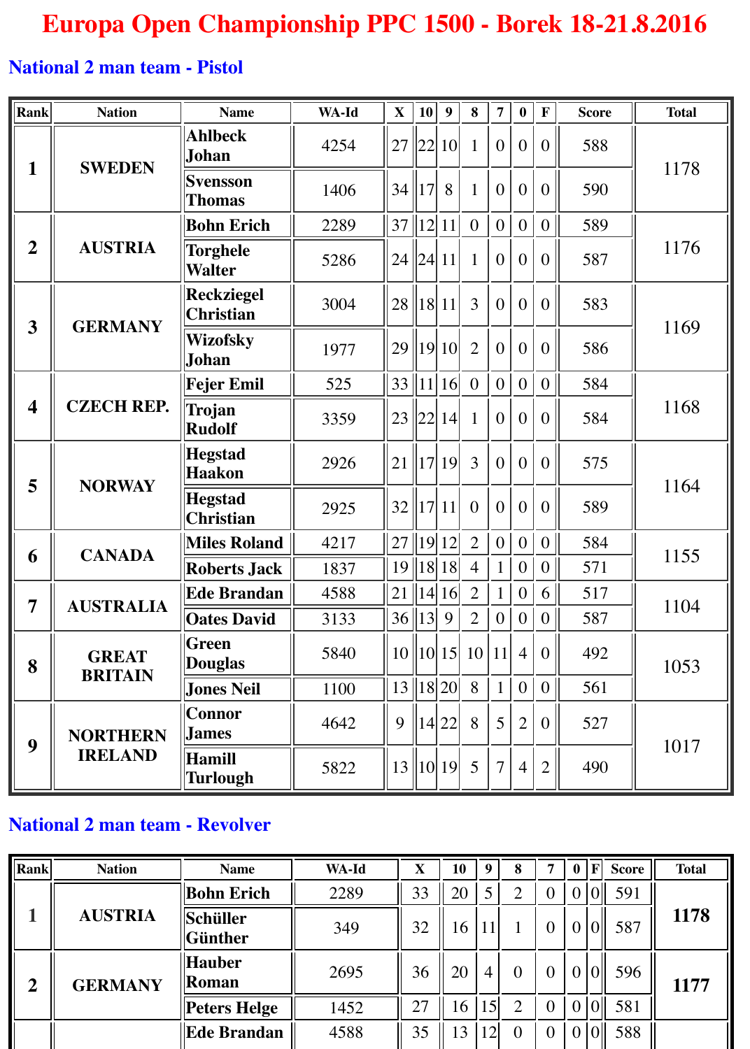# Europa Open Championship PPC 1500 - Borek 18-21.8.2016

## National 2 man team - Pistol

| Rank | Nation | Name | WA-Id | X | 10 | 9 | 8 | 7 | 0 | F | Score | Total |
|---|---|---|---|---|---|---|---|---|---|---|---|---|
| 1 | SWEDEN | Ahlbeck Johan | 4254 | 27 | 22 | 10 | 1 | 0 | 0 | 0 | 588 | 1178 |
| | | Svensson Thomas | 1406 | 34 | 17 | 8 | 1 | 0 | 0 | 0 | 590 | |
| 2 | AUSTRIA | Bohn Erich | 2289 | 37 | 12 | 11 | 0 | 0 | 0 | 0 | 589 | 1176 |
| | | Torghele Walter | 5286 | 24 | 24 | 11 | 1 | 0 | 0 | 0 | 587 | |
| 3 | GERMANY | Reckziegel Christian | 3004 | 28 | 18 | 11 | 3 | 0 | 0 | 0 | 583 | 1169 |
| | | Wizofsky Johan | 1977 | 29 | 19 | 10 | 2 | 0 | 0 | 0 | 586 | |
| 4 | CZECH REP. | Fejer Emil | 525 | 33 | 11 | 16 | 0 | 0 | 0 | 0 | 584 | 1168 |
| | | Trojan Rudolf | 3359 | 23 | 22 | 14 | 1 | 0 | 0 | 0 | 584 | |
| 5 | NORWAY | Hegstad Haakon | 2926 | 21 | 17 | 19 | 3 | 0 | 0 | 0 | 575 | 1164 |
| | | Hegstad Christian | 2925 | 32 | 17 | 11 | 0 | 0 | 0 | 0 | 589 | |
| 6 | CANADA | Miles Roland | 4217 | 27 | 19 | 12 | 2 | 0 | 0 | 0 | 584 | 1155 |
| | | Roberts Jack | 1837 | 19 | 18 | 18 | 4 | 1 | 0 | 0 | 571 | |
| 7 | AUSTRALIA | Ede Brandan | 4588 | 21 | 14 | 16 | 2 | 1 | 0 | 6 | 517 | 1104 |
| | | Oates David | 3133 | 36 | 13 | 9 | 2 | 0 | 0 | 0 | 587 | |
| 8 | GREAT BRITAIN | Green Douglas | 5840 | 10 | 10 | 15 | 10 | 11 | 4 | 0 | 492 | 1053 |
| | | Jones Neil | 1100 | 13 | 18 | 20 | 8 | 1 | 0 | 0 | 561 | |
| 9 | NORTHERN IRELAND | Connor James | 4642 | 9 | 14 | 22 | 8 | 5 | 2 | 0 | 527 | 1017 |
| | | Hamill Turlough | 5822 | 13 | 10 | 19 | 5 | 7 | 4 | 2 | 490 | |

## National 2 man team - Revolver

| Rank | Nation | Name | WA-Id | X | 10 | 9 | 8 | 7 | 0 | F | Score | Total |
|---|---|---|---|---|---|---|---|---|---|---|---|---|
| 1 | AUSTRIA | Bohn Erich | 2289 | 33 | 20 | 5 | 2 | 0 | 0 | 0 | 591 | **1178** |
| | | Schüller Günther | 349 | 32 | 16 | 11 | 1 | 0 | 0 | 0 | 587 | |
| 2 | GERMANY | Hauber Roman | 2695 | 36 | 20 | 4 | 0 | 0 | 0 | 0 | 596 | **1177** |
| | | Peters Helge | 1452 | 27 | 16 | 15 | 2 | 0 | 0 | 0 | 581 | |
| | | Ede Brandan | 4588 | 35 | 13 | 12 | 0 | 0 | 0 | 0 | 588 | |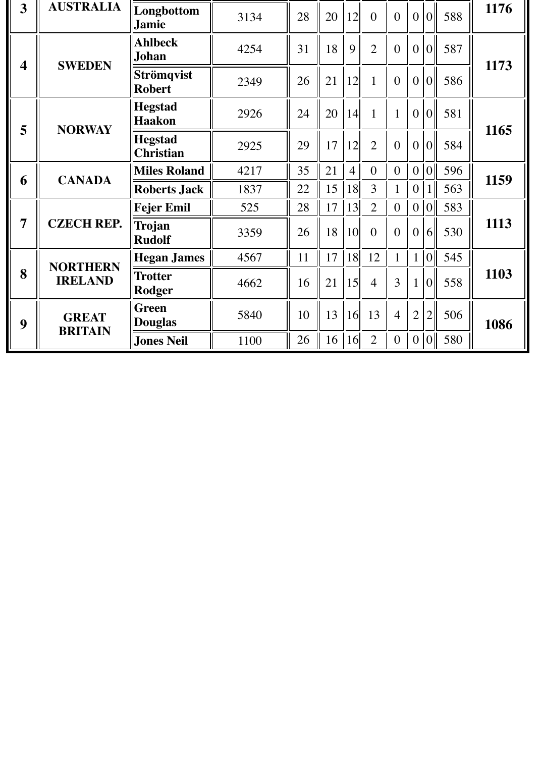| | | | | | | | | | | | | |
|---|---|---|---|---|---|---|---|---|---|---|---|---|
| 3 | AUSTRALIA | **Longbottom Jamie** | 3134 | 28 | 20 | 12 | 0 | 0 | 0 | 0 | 588 | 1176 |
| 4 | SWEDEN | **Ahlbeck Johan** | 4254 | 31 | 18 | 9 | 2 | 0 | 0 | 0 | 587 | 1173 |
| | | **Strömqvist Robert** | 2349 | 26 | 21 | 12 | 1 | 0 | 0 | 0 | 586 | |
| 5 | NORWAY | **Hegstad Haakon** | 2926 | 24 | 20 | 14 | 1 | 1 | 0 | 0 | 581 | 1165 |
| | | **Hegstad Christian** | 2925 | 29 | 17 | 12 | 2 | 0 | 0 | 0 | 584 | |
| 6 | CANADA | **Miles Roland** | 4217 | 35 | 21 | 4 | 0 | 0 | 0 | 0 | 596 | 1159 |
| | | **Roberts Jack** | 1837 | 22 | 15 | 18 | 3 | 1 | 0 | 1 | 563 | |
| 7 | CZECH REP. | **Fejer Emil** | 525 | 28 | 17 | 13 | 2 | 0 | 0 | 0 | 583 | 1113 |
| | | **Trojan Rudolf** | 3359 | 26 | 18 | 10 | 0 | 0 | 0 | 6 | 530 | |
| 8 | NORTHERN IRELAND | **Hegan James** | 4567 | 11 | 17 | 18 | 12 | 1 | 1 | 0 | 545 | 1103 |
| | | **Trotter Rodger** | 4662 | 16 | 21 | 15 | 4 | 3 | 1 | 0 | 558 | |
| 9 | GREAT BRITAIN | **Green Douglas** | 5840 | 10 | 13 | 16 | 13 | 4 | 2 | 2 | 506 | 1086 |
| | | **Jones Neil** | 1100 | 26 | 16 | 16 | 2 | 0 | 0 | 0 | 580 | |